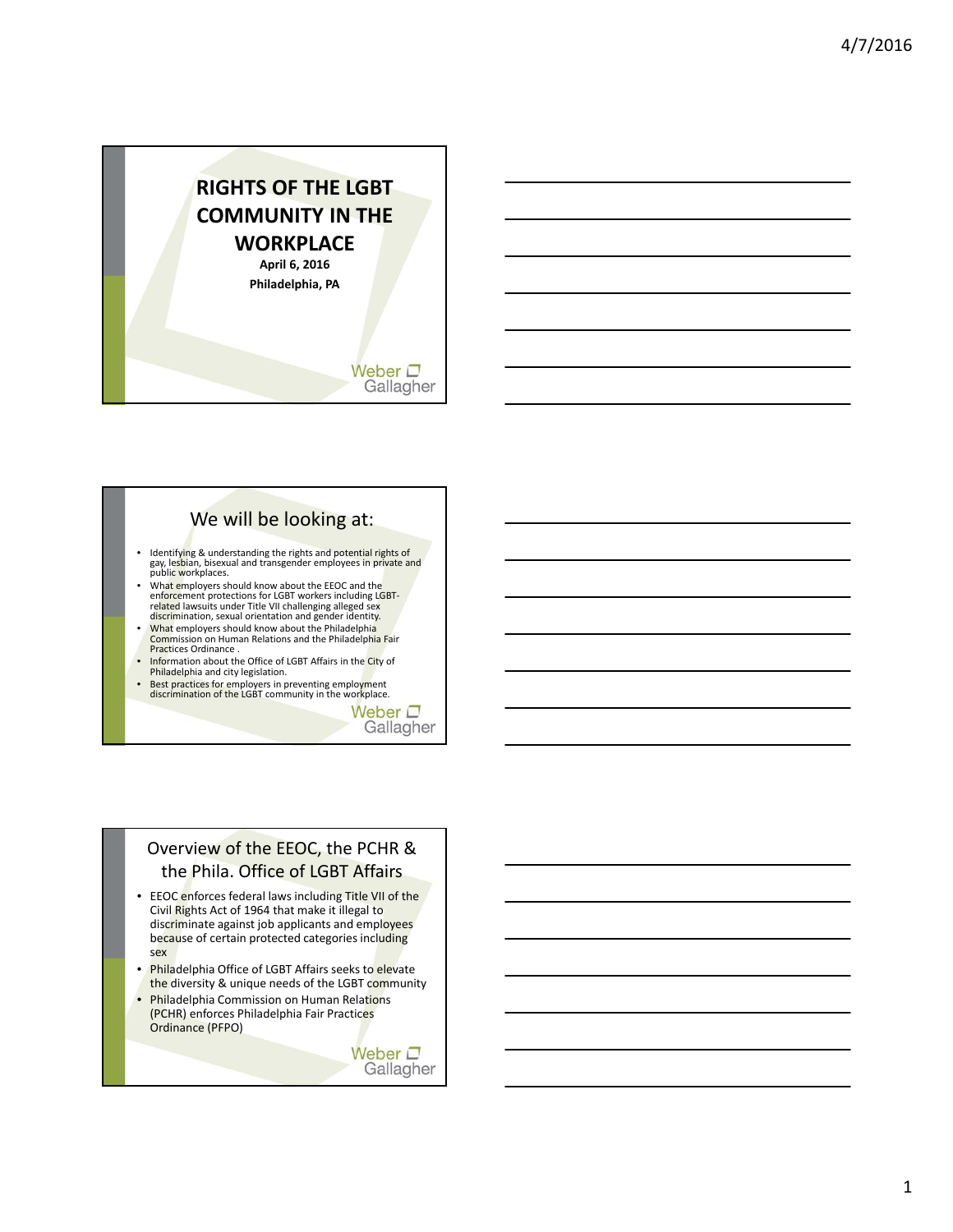# RIGHTS OF THE LGBT COMMUNITY IN THE WORKPLACE

**April 6, 2016**

**Philadelphia, PA**

Weber Gallagher

## We will be looking at:

- Identifying & understanding the rights and potential rights of gay, lesbian, bisexual and transgender employees in private and public workplaces.
- What employers should know about the EEOC and the enforcement protections for LGBT workers including LGBT-related lawsuits under Title VII challenging alleged sex discrimination, sexual orientation and gender identity.
- What employers should know about the Philadelphia Commission on Human Relations and the Philadelphia Fair Practices Ordinance .
- Information about the Office of LGBT Affairs in the City of Philadelphia and city legislation.
- Best practices for employers in preventing employment discrimination of the LGBT community in the workplace.

Weber Gallagher

## Overview of the EEOC, the PCHR & the Phila. Office of LGBT Affairs

- EEOC enforces federal laws including Title VII of the Civil Rights Act of 1964 that make it illegal to discriminate against job applicants and employees because of certain protected categories including sex
- Philadelphia Office of LGBT Affairs seeks to elevate the diversity & unique needs of the LGBT community
- Philadelphia Commission on Human Relations (PCHR) enforces Philadelphia Fair Practices Ordinance (PFPO)

Weber Gallagher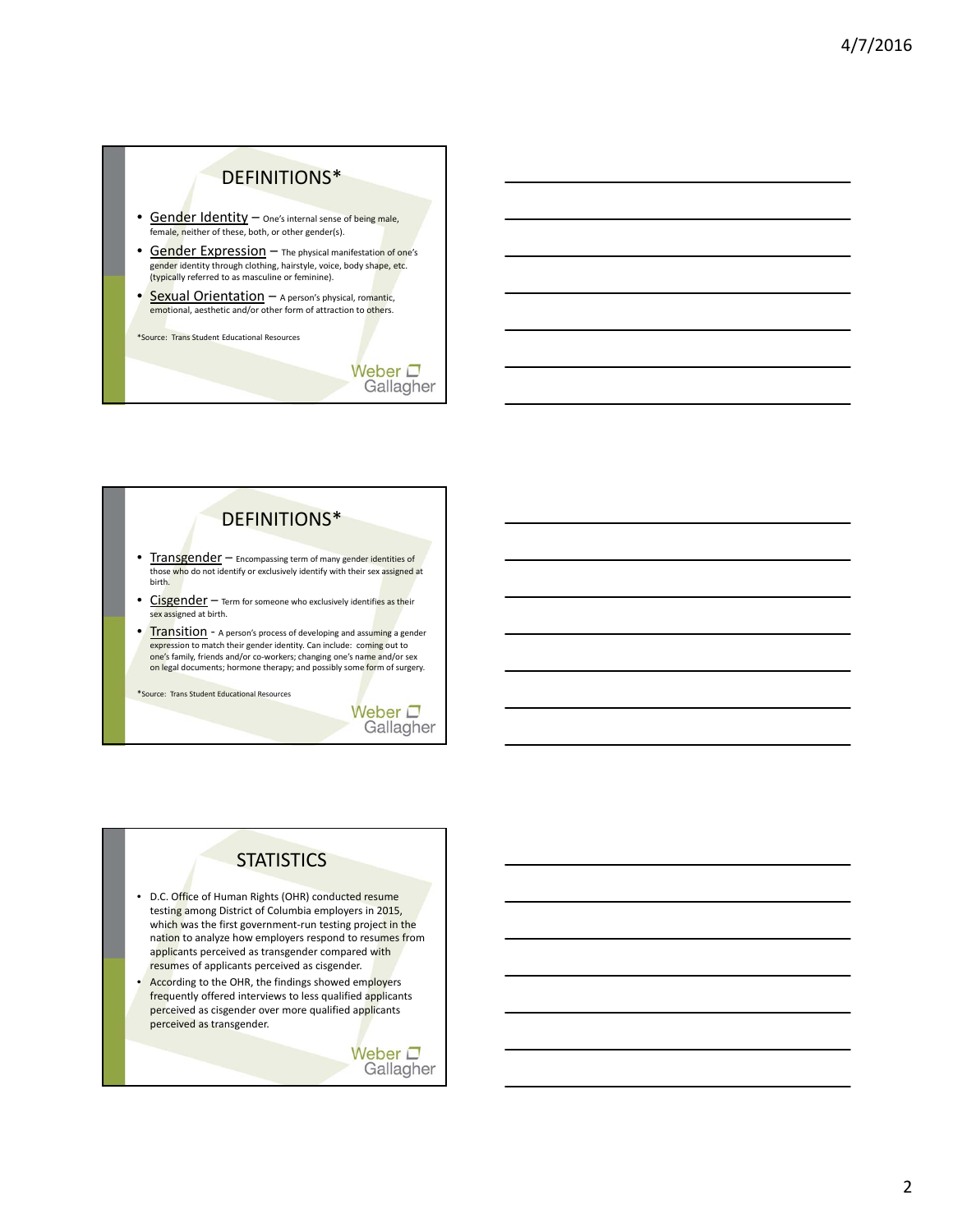## DEFINITIONS*

- Gender Identity – One's internal sense of being male, female, neither of these, both, or other gender(s).
- Gender Expression – The physical manifestation of one's gender identity through clothing, hairstyle, voice, body shape, etc. (typically referred to as masculine or feminine).
- Sexual Orientation – A person's physical, romantic, emotional, aesthetic and/or other form of attraction to others.

*Source: Trans Student Educational Resources

Weber Gallagher

## DEFINITIONS*

- Transgender – Encompassing term of many gender identities of those who do not identify or exclusively identify with their sex assigned at birth.
- Cisgender – Term for someone who exclusively identifies as their sex assigned at birth.
- Transition - A person's process of developing and assuming a gender expression to match their gender identity. Can include: coming out to one's family, friends and/or co-workers; changing one's name and/or sex on legal documents; hormone therapy; and possibly some form of surgery.

*Source: Trans Student Educational Resources

Weber Gallagher

## STATISTICS

- D.C. Office of Human Rights (OHR) conducted resume testing among District of Columbia employers in 2015, which was the first government-run testing project in the nation to analyze how employers respond to resumes from applicants perceived as transgender compared with resumes of applicants perceived as cisgender.
- According to the OHR, the findings showed employers frequently offered interviews to less qualified applicants perceived as cisgender over more qualified applicants perceived as transgender.

Weber Gallagher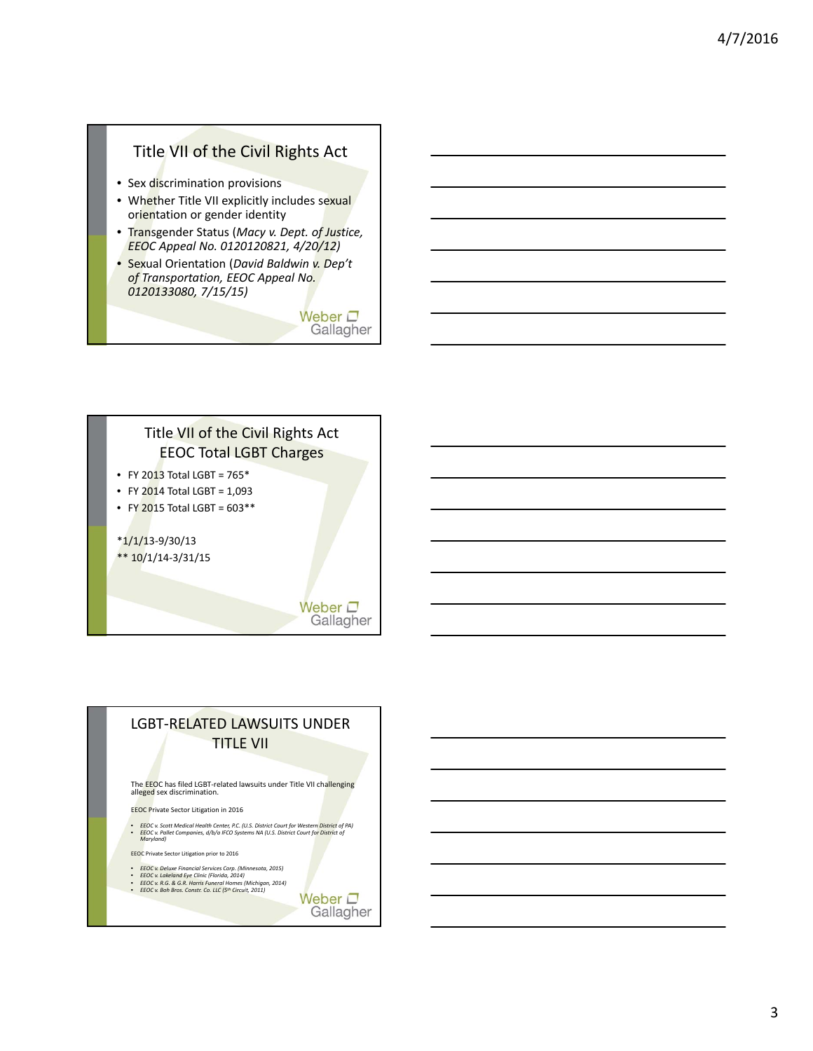## Title VII of the Civil Rights Act

- Sex discrimination provisions
- Whether Title VII explicitly includes sexual orientation or gender identity
- Transgender Status (*Macy v. Dept. of Justice, EEOC Appeal No. 0120120821, 4/20/12)*
- Sexual Orientation (*David Baldwin v. Dep't of Transportation, EEOC Appeal No. 0120133080, 7/15/15)*

## Title VII of the Civil Rights Act EEOC Total LGBT Charges

- FY 2013 Total LGBT = 765*
- FY 2014 Total LGBT = 1,093
- FY 2015 Total LGBT = 603**

*1/1/13-9/30/13
** 10/1/14-3/31/15

## LGBT-RELATED LAWSUITS UNDER TITLE VII

The EEOC has filed LGBT-related lawsuits under Title VII challenging alleged sex discrimination.

EEOC Private Sector Litigation in 2016

- *EEOC v. Scott Medical Health Center, P.C. (U.S. District Court for Western District of PA)*
- *EEOC v. Pallet Companies, d/b/a IFCO Systems NA (U.S. District Court for District of Maryland)*

EEOC Private Sector Litigation prior to 2016

- *EEOC v. Deluxe Financial Services Corp. (Minnesota, 2015)*
- *EEOC v. Lakeland Eye Clinic (Florida, 2014)*
- *EEOC v. R.G. & G.R. Harris Funeral Homes (Michigan, 2014)*
- *EEOC v. Boh Bros. Constr. Co. LLC (5th Circuit, 2011)*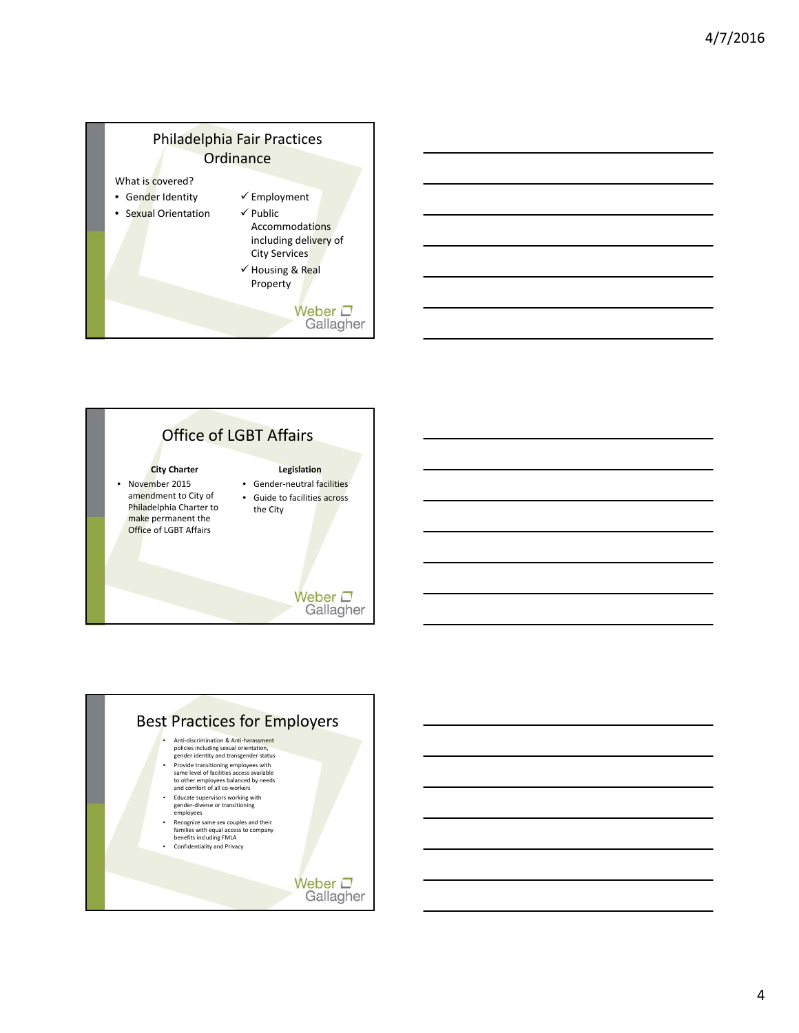## Philadelphia Fair Practices Ordinance

What is covered?

- Gender Identity
- Sexual Orientation

- ✓ Employment
- ✓ Public Accommodations including delivery of City Services
- ✓ Housing & Real Property

Weber Gallagher

## Office of LGBT Affairs

**City Charter**

- November 2015 amendment to City of Philadelphia Charter to make permanent the Office of LGBT Affairs

**Legislation**

- Gender-neutral facilities
- Guide to facilities across the City

Weber Gallagher

## Best Practices for Employers

- Anti-discrimination & Anti-harassment policies including sexual orientation, gender identity and transgender status
- Provide transitioning employees with same level of facilities access available to other employees balanced by needs and comfort of all co-workers
- Educate supervisors working with gender-diverse or transitioning employees
- Recognize same sex couples and their families with equal access to company benefits including FMLA
- Confidentiality and Privacy

Weber Gallagher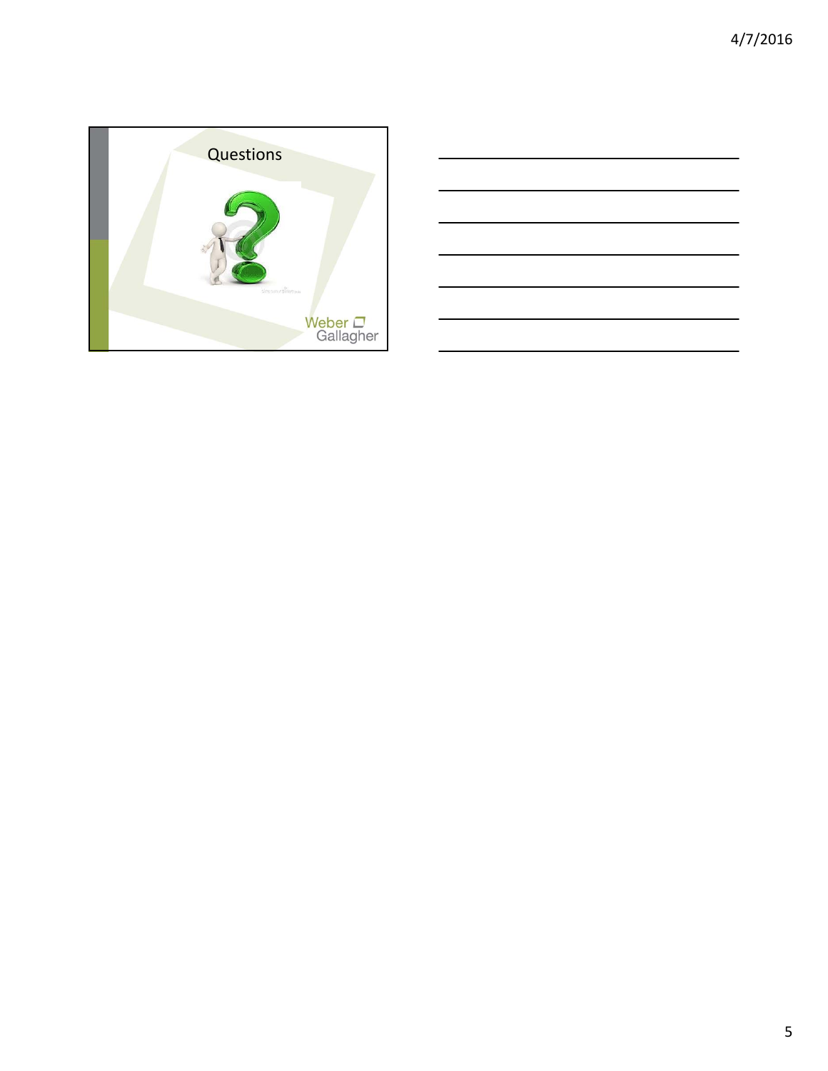Questions

Weber Gallagher